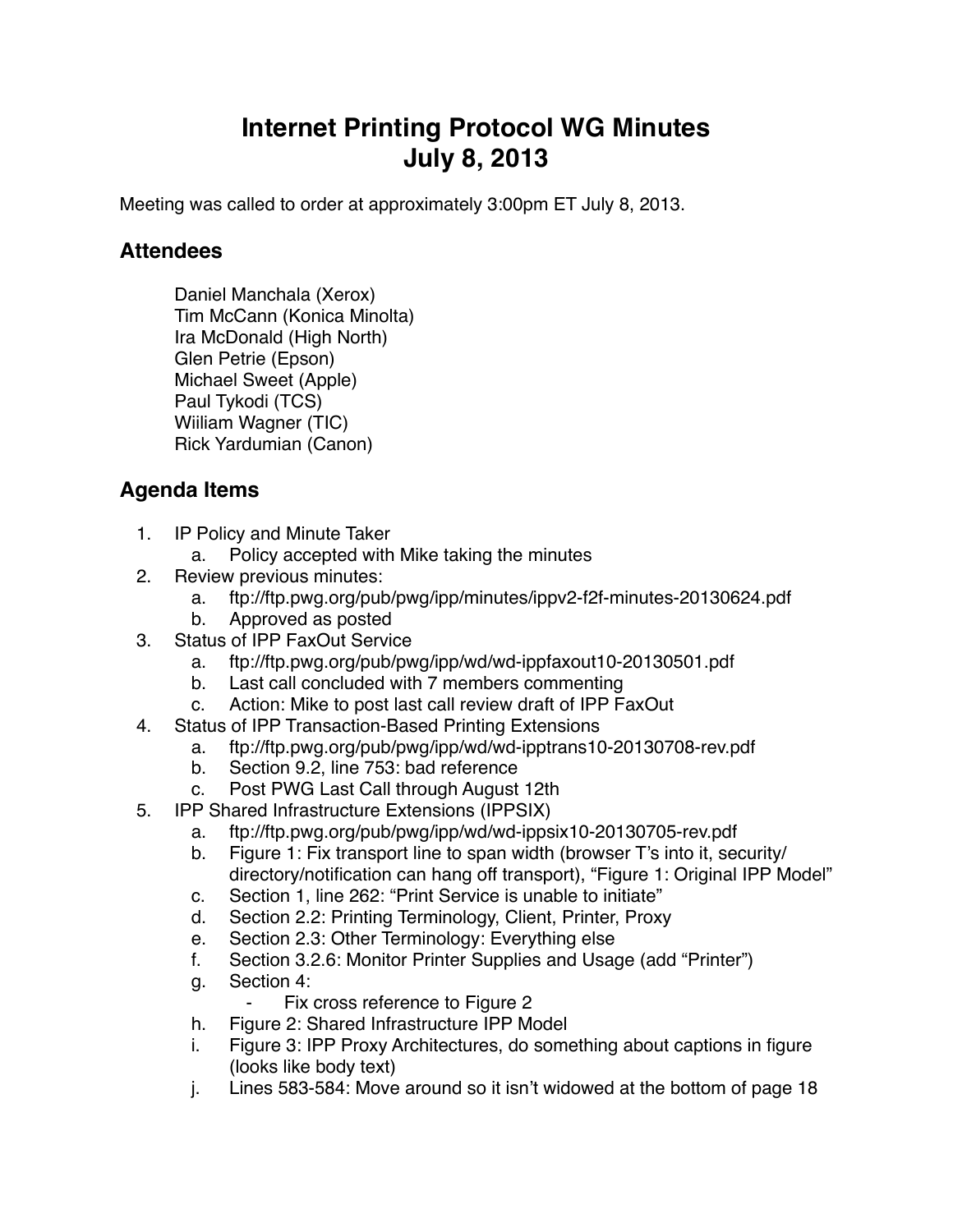# Internet Printing Protocol WG Minutes
# July 8, 2013

Meeting was called to order at approximately 3:00pm ET July 8, 2013.

## Attendees

Daniel Manchala (Xerox)
Tim McCann (Konica Minolta)
Ira McDonald (High North)
Glen Petrie (Epson)
Michael Sweet (Apple)
Paul Tykodi (TCS)
Wiiliam Wagner (TIC)
Rick Yardumian (Canon)

## Agenda Items

1. IP Policy and Minute Taker
   a. Policy accepted with Mike taking the minutes
2. Review previous minutes:
   a. ftp://ftp.pwg.org/pub/pwg/ipp/minutes/ippv2-f2f-minutes-20130624.pdf
   b. Approved as posted
3. Status of IPP FaxOut Service
   a. ftp://ftp.pwg.org/pub/pwg/ipp/wd/wd-ippfaxout10-20130501.pdf
   b. Last call concluded with 7 members commenting
   c. Action: Mike to post last call review draft of IPP FaxOut
4. Status of IPP Transaction-Based Printing Extensions
   a. ftp://ftp.pwg.org/pub/pwg/ipp/wd/wd-ipptrans10-20130708-rev.pdf
   b. Section 9.2, line 753: bad reference
   c. Post PWG Last Call through August 12th
5. IPP Shared Infrastructure Extensions (IPPSIX)
   a. ftp://ftp.pwg.org/pub/pwg/ipp/wd/wd-ippsix10-20130705-rev.pdf
   b. Figure 1: Fix transport line to span width (browser T's into it, security/directory/notification can hang off transport), "Figure 1: Original IPP Model"
   c. Section 1, line 262: "Print Service is unable to initiate"
   d. Section 2.2: Printing Terminology, Client, Printer, Proxy
   e. Section 2.3: Other Terminology: Everything else
   f. Section 3.2.6: Monitor Printer Supplies and Usage (add "Printer")
   g. Section 4:
      - Fix cross reference to Figure 2
   h. Figure 2: Shared Infrastructure IPP Model
   i. Figure 3: IPP Proxy Architectures, do something about captions in figure (looks like body text)
   j. Lines 583-584: Move around so it isn't widowed at the bottom of page 18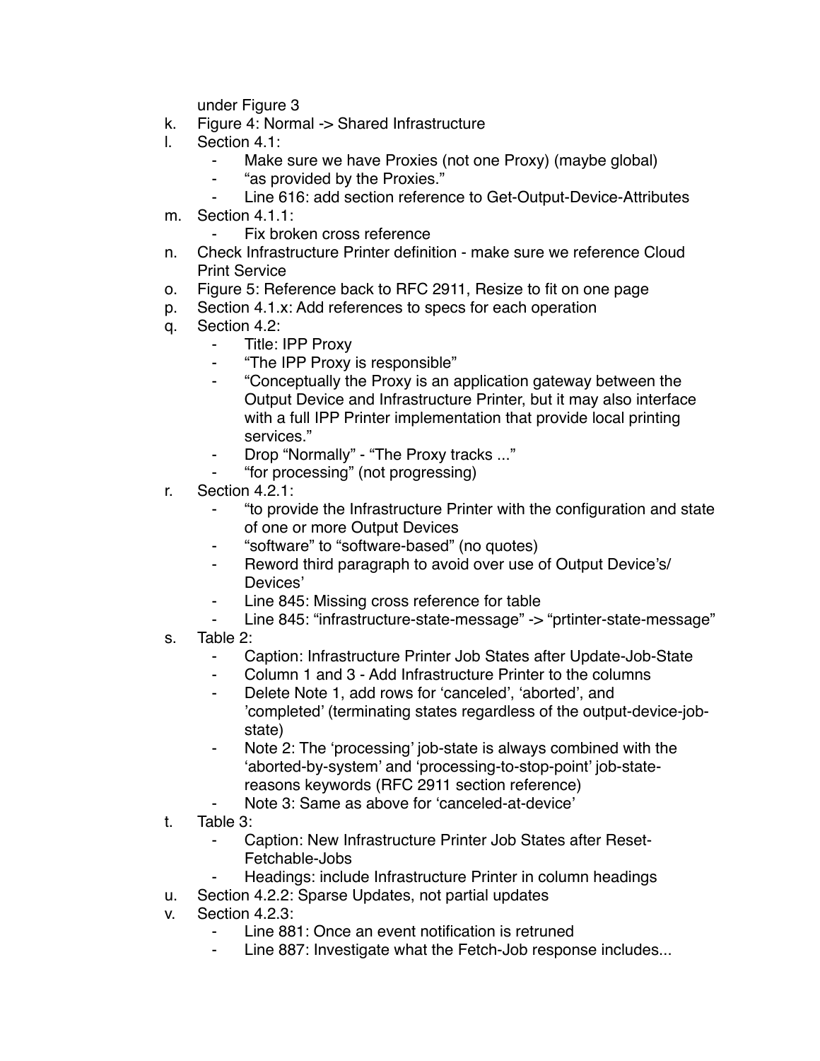under Figure 3

k. Figure 4: Normal -> Shared Infrastructure
l. Section 4.1:
   - Make sure we have Proxies (not one Proxy) (maybe global)
   - "as provided by the Proxies."
   - Line 616: add section reference to Get-Output-Device-Attributes
m. Section 4.1.1:
   - Fix broken cross reference
n. Check Infrastructure Printer definition - make sure we reference Cloud Print Service
o. Figure 5: Reference back to RFC 2911, Resize to fit on one page
p. Section 4.1.x: Add references to specs for each operation
q. Section 4.2:
   - Title: IPP Proxy
   - "The IPP Proxy is responsible"
   - "Conceptually the Proxy is an application gateway between the Output Device and Infrastructure Printer, but it may also interface with a full IPP Printer implementation that provide local printing services."
   - Drop "Normally" - "The Proxy tracks ..."
   - "for processing" (not progressing)
r. Section 4.2.1:
   - "to provide the Infrastructure Printer with the configuration and state of one or more Output Devices
   - "software" to "software-based" (no quotes)
   - Reword third paragraph to avoid over use of Output Device's/ Devices'
   - Line 845: Missing cross reference for table
   - Line 845: "infrastructure-state-message" -> "prtinter-state-message"
s. Table 2:
   - Caption: Infrastructure Printer Job States after Update-Job-State
   - Column 1 and 3 - Add Infrastructure Printer to the columns
   - Delete Note 1, add rows for 'canceled', 'aborted', and 'completed' (terminating states regardless of the output-device-job-state)
   - Note 2: The 'processing' job-state is always combined with the 'aborted-by-system' and 'processing-to-stop-point' job-state-reasons keywords (RFC 2911 section reference)
   - Note 3: Same as above for 'canceled-at-device'
t. Table 3:
   - Caption: New Infrastructure Printer Job States after Reset-Fetchable-Jobs
   - Headings: include Infrastructure Printer in column headings
u. Section 4.2.2: Sparse Updates, not partial updates
v. Section 4.2.3:
   - Line 881: Once an event notification is retruned
   - Line 887: Investigate what the Fetch-Job response includes...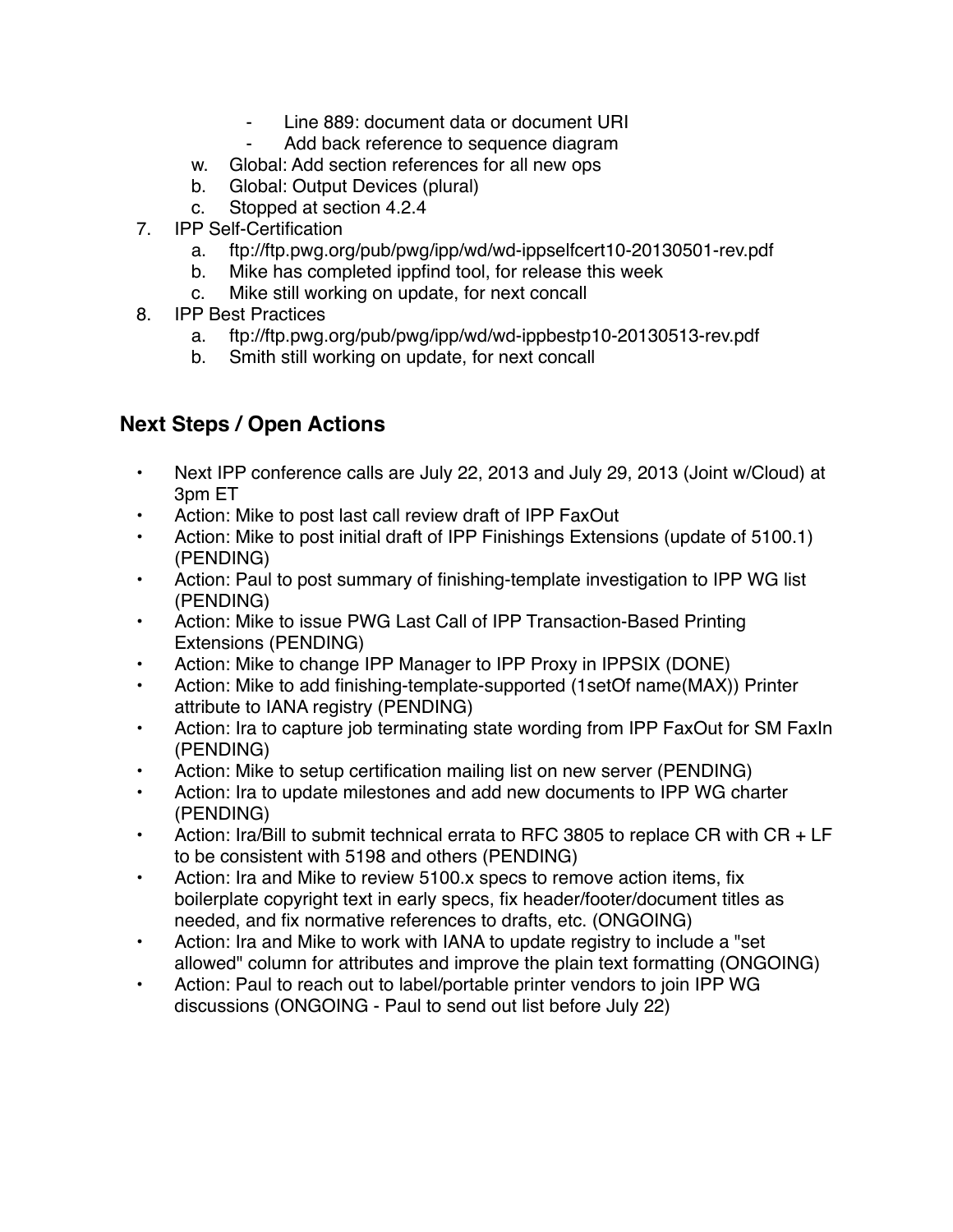- Line 889: document data or document URI
        - Add back reference to sequence diagram
    w. Global: Add section references for all new ops
    b. Global: Output Devices (plural)
    c. Stopped at section 4.2.4
7. IPP Self-Certification
    a. ftp://ftp.pwg.org/pub/pwg/ipp/wd/wd-ippselfcert10-20130501-rev.pdf
    b. Mike has completed ippfind tool, for release this week
    c. Mike still working on update, for next concall
8. IPP Best Practices
    a. ftp://ftp.pwg.org/pub/pwg/ipp/wd/wd-ippbestp10-20130513-rev.pdf
    b. Smith still working on update, for next concall

## Next Steps / Open Actions

- Next IPP conference calls are July 22, 2013 and July 29, 2013 (Joint w/Cloud) at 3pm ET
- Action: Mike to post last call review draft of IPP FaxOut
- Action: Mike to post initial draft of IPP Finishings Extensions (update of 5100.1) (PENDING)
- Action: Paul to post summary of finishing-template investigation to IPP WG list (PENDING)
- Action: Mike to issue PWG Last Call of IPP Transaction-Based Printing Extensions (PENDING)
- Action: Mike to change IPP Manager to IPP Proxy in IPPSIX (DONE)
- Action: Mike to add finishing-template-supported (1setOf name(MAX)) Printer attribute to IANA registry (PENDING)
- Action: Ira to capture job terminating state wording from IPP FaxOut for SM FaxIn (PENDING)
- Action: Mike to setup certification mailing list on new server (PENDING)
- Action: Ira to update milestones and add new documents to IPP WG charter (PENDING)
- Action: Ira/Bill to submit technical errata to RFC 3805 to replace CR with CR + LF to be consistent with 5198 and others (PENDING)
- Action: Ira and Mike to review 5100.x specs to remove action items, fix boilerplate copyright text in early specs, fix header/footer/document titles as needed, and fix normative references to drafts, etc. (ONGOING)
- Action: Ira and Mike to work with IANA to update registry to include a "set allowed" column for attributes and improve the plain text formatting (ONGOING)
- Action: Paul to reach out to label/portable printer vendors to join IPP WG discussions (ONGOING - Paul to send out list before July 22)